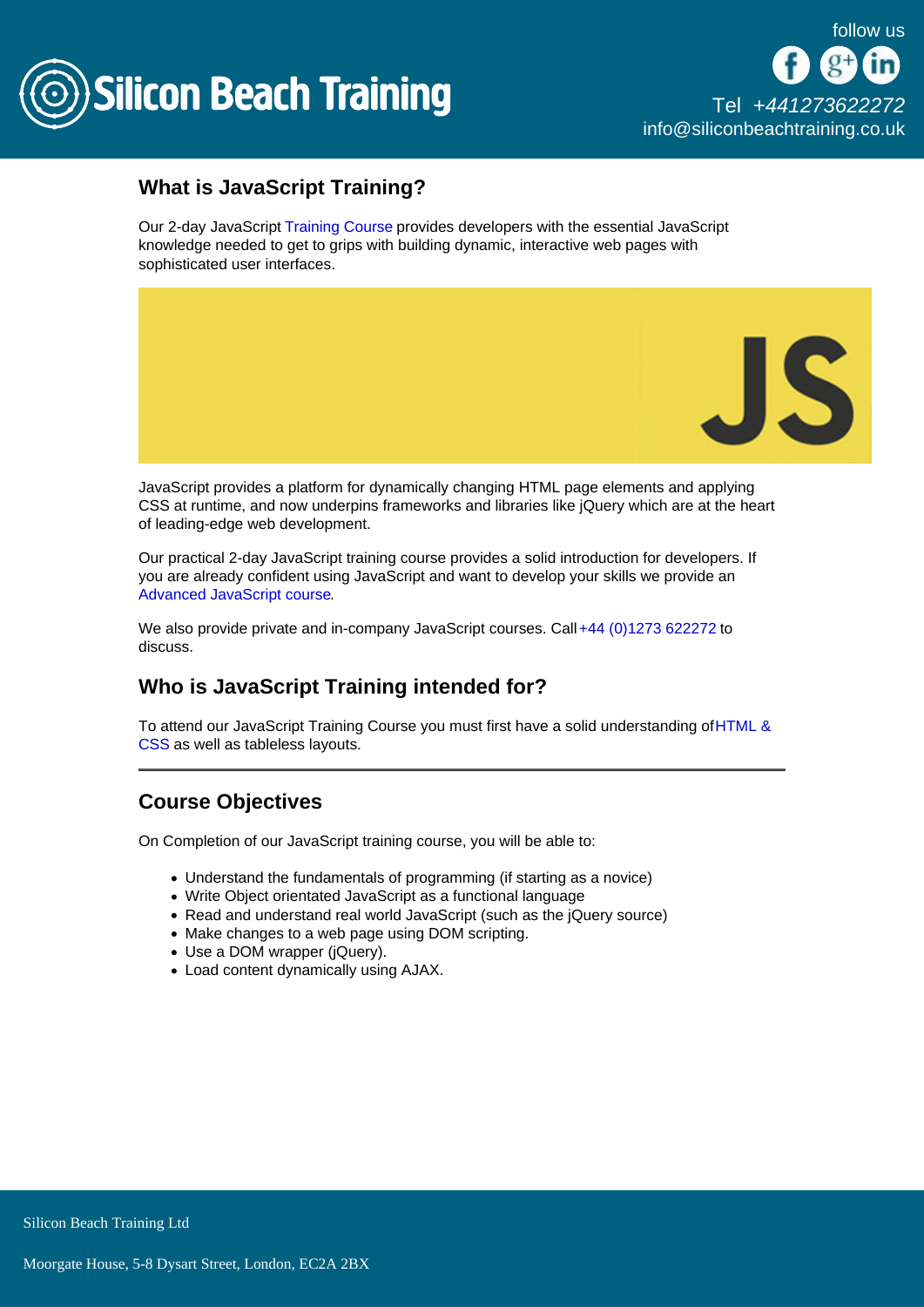Silicon Beach Training

follow us

Tel +441273622272
info@siliconbeachtraining.co.uk

## What is JavaScript Training?

Our 2-day JavaScript Training Course provides developers with the essential JavaScript knowledge needed to get to grips with building dynamic, interactive web pages with sophisticated user interfaces.

JavaScript provides a platform for dynamically changing HTML page elements and applying CSS at runtime, and now underpins frameworks and libraries like jQuery which are at the heart of leading-edge web development.

Our practical 2-day JavaScript training course provides a solid introduction for developers. If you are already confident using JavaScript and want to develop your skills we provide an Advanced JavaScript course.

We also provide private and in-company JavaScript courses. Call +44 (0)1273 622272 to discuss.

## Who is JavaScript Training intended for?

To attend our JavaScript Training Course you must first have a solid understanding of HTML & CSS as well as tableless layouts.

---

## Course Objectives

On Completion of our JavaScript training course, you will be able to:

- Understand the fundamentals of programming (if starting as a novice)
- Write Object orientated JavaScript as a functional language
- Read and understand real world JavaScript (such as the jQuery source)
- Make changes to a web page using DOM scripting.
- Use a DOM wrapper (jQuery).
- Load content dynamically using AJAX.

Silicon Beach Training Ltd

Moorgate House, 5-8 Dysart Street, London, EC2A 2BX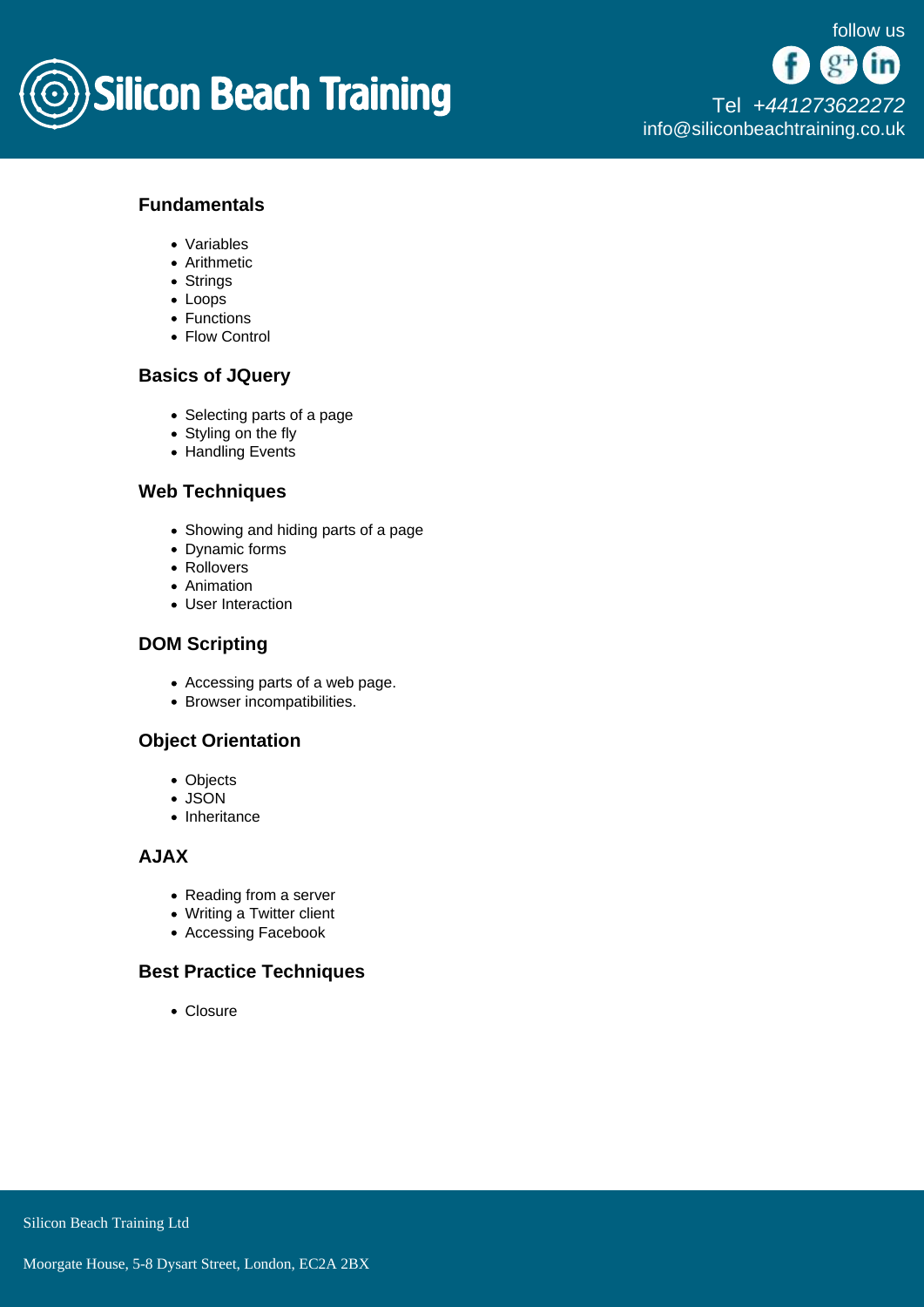### Fundamentals

- Variables
- Arithmetic
- Strings
- Loops
- Functions
- Flow Control

### Basics of JQuery

- Selecting parts of a page
- Styling on the fly
- Handling Events

### Web Techniques

- Showing and hiding parts of a page
- Dynamic forms
- Rollovers
- Animation
- User Interaction

### DOM Scripting

- Accessing parts of a web page.
- Browser incompatibilities.

### Object Orientation

- Objects
- JSON
- Inheritance

### AJAX

- Reading from a server
- Writing a Twitter client
- Accessing Facebook

### Best Practice Techniques

- Closure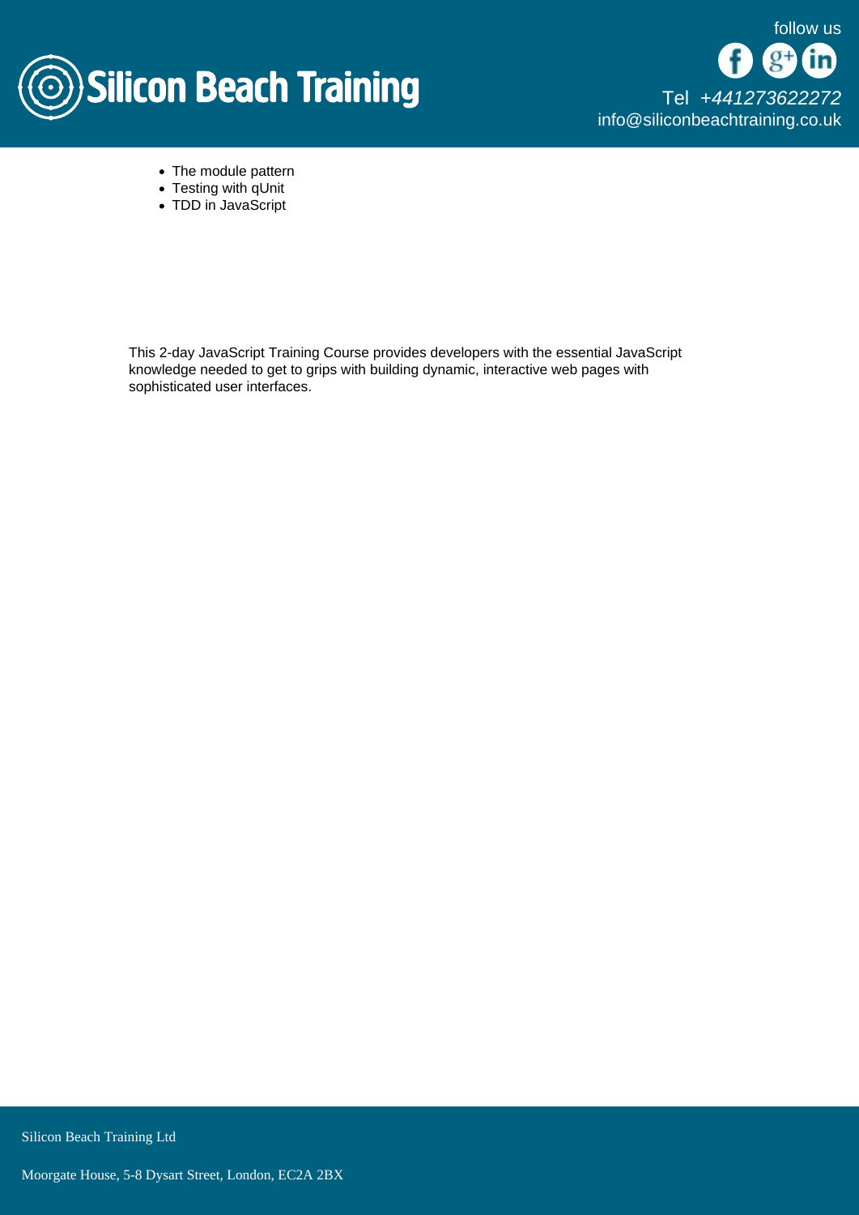- The module pattern
- Testing with qUnit
- TDD in JavaScript

This 2-day JavaScript Training Course provides developers with the essential JavaScript knowledge needed to get to grips with building dynamic, interactive web pages with sophisticated user interfaces.